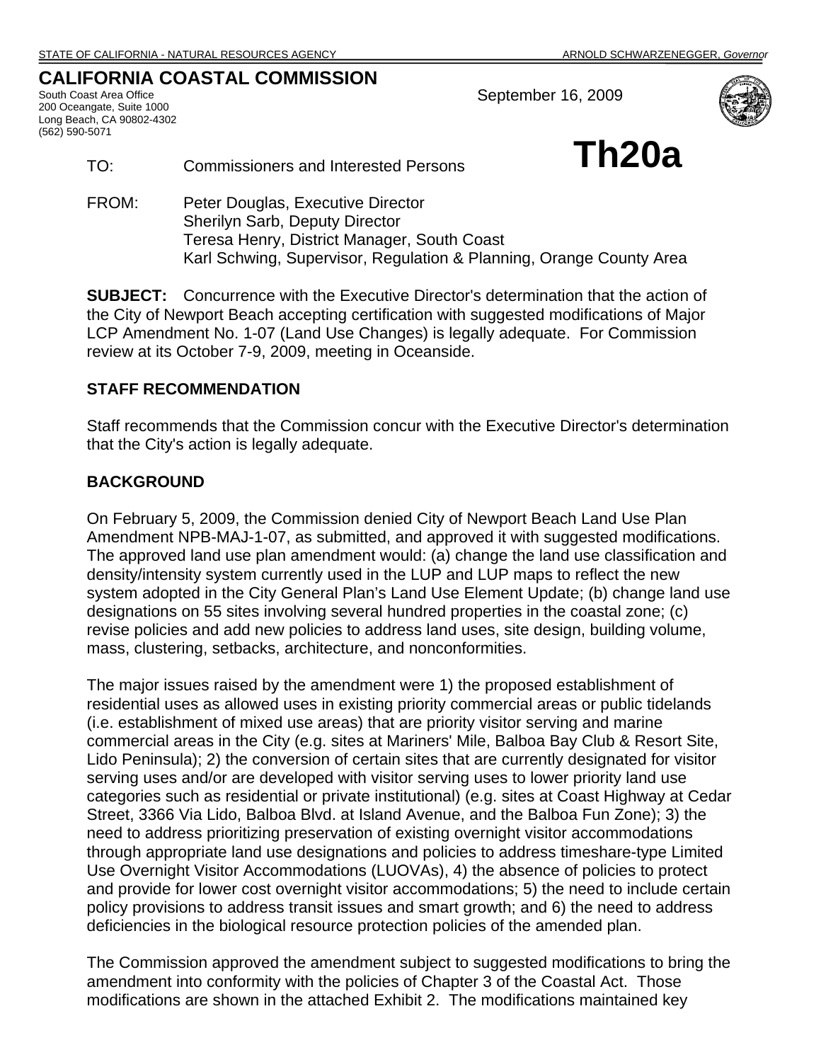STATE OF CALIFORNIA - NATURAL RESOURCES AGENCY ARNOLD SCHWARZENEGGER, *Governor*

# CALIFORNIA COASTAL COMMISSION

South Coast Area Office
200 Oceangate, Suite 1000
Long Beach, CA 90802-4302
(562) 590-5071

September 16, 2009

**Th20a**

TO: Commissioners and Interested Persons

FROM: Peter Douglas, Executive Director
Sherilyn Sarb, Deputy Director
Teresa Henry, District Manager, South Coast
Karl Schwing, Supervisor, Regulation & Planning, Orange County Area

**SUBJECT:** Concurrence with the Executive Director's determination that the action of the City of Newport Beach accepting certification with suggested modifications of Major LCP Amendment No. 1-07 (Land Use Changes) is legally adequate. For Commission review at its October 7-9, 2009, meeting in Oceanside.

## STAFF RECOMMENDATION

Staff recommends that the Commission concur with the Executive Director's determination that the City's action is legally adequate.

## BACKGROUND

On February 5, 2009, the Commission denied City of Newport Beach Land Use Plan Amendment NPB-MAJ-1-07, as submitted, and approved it with suggested modifications. The approved land use plan amendment would: (a) change the land use classification and density/intensity system currently used in the LUP and LUP maps to reflect the new system adopted in the City General Plan's Land Use Element Update; (b) change land use designations on 55 sites involving several hundred properties in the coastal zone; (c) revise policies and add new policies to address land uses, site design, building volume, mass, clustering, setbacks, architecture, and nonconformities.

The major issues raised by the amendment were 1) the proposed establishment of residential uses as allowed uses in existing priority commercial areas or public tidelands (i.e. establishment of mixed use areas) that are priority visitor serving and marine commercial areas in the City (e.g. sites at Mariners' Mile, Balboa Bay Club & Resort Site, Lido Peninsula); 2) the conversion of certain sites that are currently designated for visitor serving uses and/or are developed with visitor serving uses to lower priority land use categories such as residential or private institutional) (e.g. sites at Coast Highway at Cedar Street, 3366 Via Lido, Balboa Blvd. at Island Avenue, and the Balboa Fun Zone); 3) the need to address prioritizing preservation of existing overnight visitor accommodations through appropriate land use designations and policies to address timeshare-type Limited Use Overnight Visitor Accommodations (LUOVAs), 4) the absence of policies to protect and provide for lower cost overnight visitor accommodations; 5) the need to include certain policy provisions to address transit issues and smart growth; and 6) the need to address deficiencies in the biological resource protection policies of the amended plan.

The Commission approved the amendment subject to suggested modifications to bring the amendment into conformity with the policies of Chapter 3 of the Coastal Act. Those modifications are shown in the attached Exhibit 2. The modifications maintained key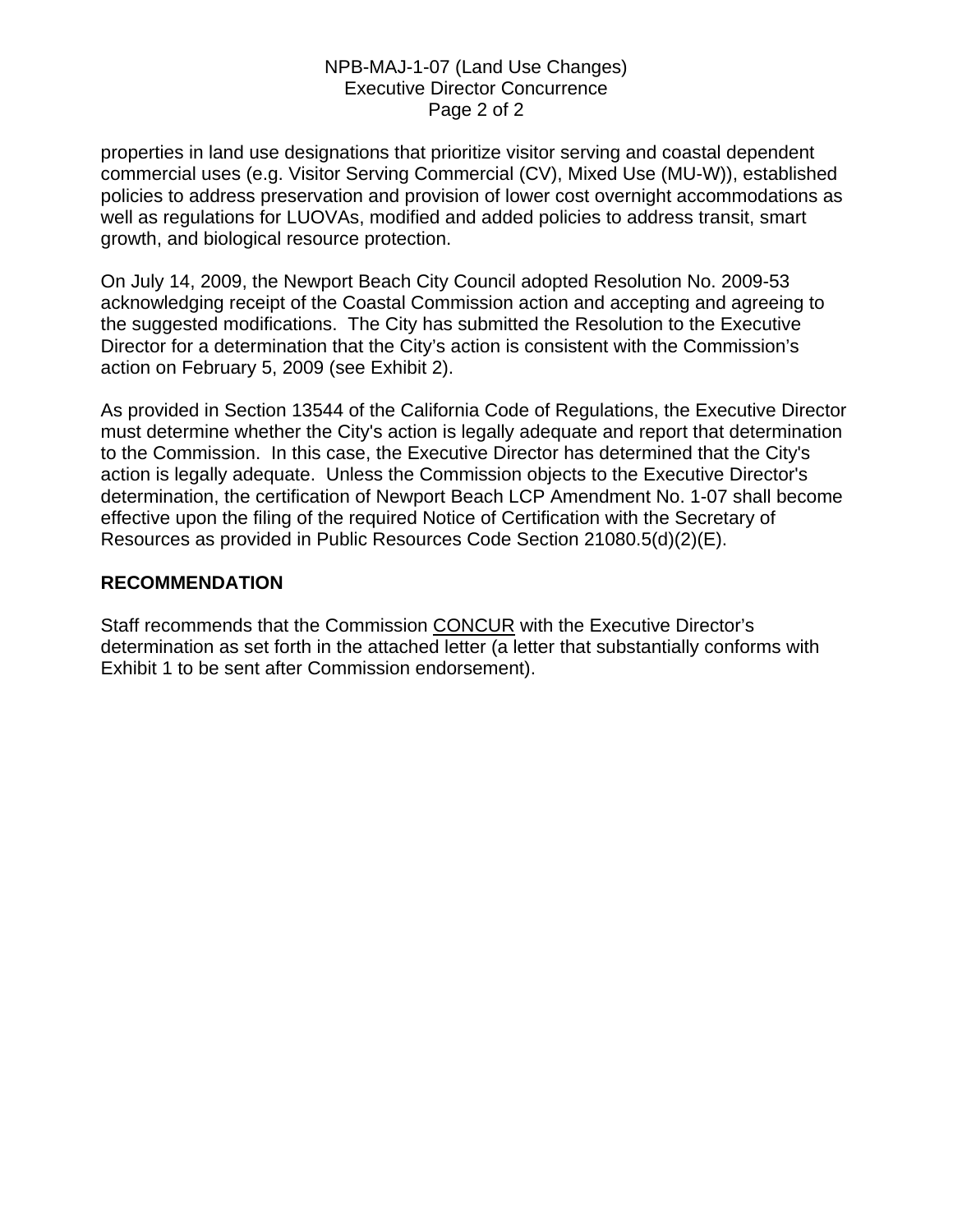properties in land use designations that prioritize visitor serving and coastal dependent commercial uses (e.g. Visitor Serving Commercial (CV), Mixed Use (MU-W)), established policies to address preservation and provision of lower cost overnight accommodations as well as regulations for LUOVAs, modified and added policies to address transit, smart growth, and biological resource protection.

On July 14, 2009, the Newport Beach City Council adopted Resolution No. 2009-53 acknowledging receipt of the Coastal Commission action and accepting and agreeing to the suggested modifications. The City has submitted the Resolution to the Executive Director for a determination that the City's action is consistent with the Commission's action on February 5, 2009 (see Exhibit 2).

As provided in Section 13544 of the California Code of Regulations, the Executive Director must determine whether the City's action is legally adequate and report that determination to the Commission. In this case, the Executive Director has determined that the City's action is legally adequate. Unless the Commission objects to the Executive Director's determination, the certification of Newport Beach LCP Amendment No. 1-07 shall become effective upon the filing of the required Notice of Certification with the Secretary of Resources as provided in Public Resources Code Section 21080.5(d)(2)(E).

**RECOMMENDATION**

Staff recommends that the Commission CONCUR with the Executive Director's determination as set forth in the attached letter (a letter that substantially conforms with Exhibit 1 to be sent after Commission endorsement).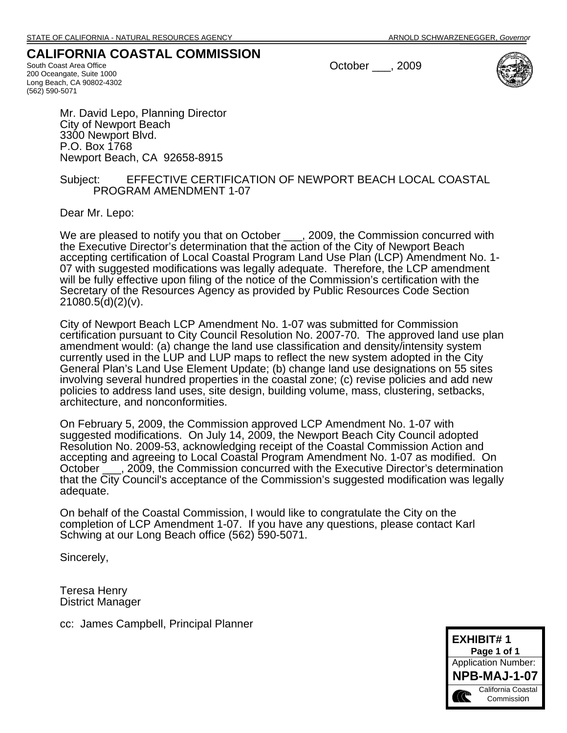STATE OF CALIFORNIA - NATURAL RESOURCES AGENCY ARNOLD SCHWARZENEGGER, *Governor*

# CALIFORNIA COASTAL COMMISSION

South Coast Area Office
200 Oceangate, Suite 1000
Long Beach, CA 90802-4302
(562) 590-5071

October ___, 2009

Mr. David Lepo, Planning Director
City of Newport Beach
3300 Newport Blvd.
P.O. Box 1768
Newport Beach, CA 92658-8915

Subject: EFFECTIVE CERTIFICATION OF NEWPORT BEACH LOCAL COASTAL PROGRAM AMENDMENT 1-07

Dear Mr. Lepo:

We are pleased to notify you that on October ___, 2009, the Commission concurred with the Executive Director's determination that the action of the City of Newport Beach accepting certification of Local Coastal Program Land Use Plan (LCP) Amendment No. 1-07 with suggested modifications was legally adequate. Therefore, the LCP amendment will be fully effective upon filing of the notice of the Commission's certification with the Secretary of the Resources Agency as provided by Public Resources Code Section 21080.5(d)(2)(v).

City of Newport Beach LCP Amendment No. 1-07 was submitted for Commission certification pursuant to City Council Resolution No. 2007-70. The approved land use plan amendment would: (a) change the land use classification and density/intensity system currently used in the LUP and LUP maps to reflect the new system adopted in the City General Plan's Land Use Element Update; (b) change land use designations on 55 sites involving several hundred properties in the coastal zone; (c) revise policies and add new policies to address land uses, site design, building volume, mass, clustering, setbacks, architecture, and nonconformities.

On February 5, 2009, the Commission approved LCP Amendment No. 1-07 with suggested modifications. On July 14, 2009, the Newport Beach City Council adopted Resolution No. 2009-53, acknowledging receipt of the Coastal Commission Action and accepting and agreeing to Local Coastal Program Amendment No. 1-07 as modified. On October ___, 2009, the Commission concurred with the Executive Director's determination that the City Council's acceptance of the Commission's suggested modification was legally adequate.

On behalf of the Coastal Commission, I would like to congratulate the City on the completion of LCP Amendment 1-07. If you have any questions, please contact Karl Schwing at our Long Beach office (562) 590-5071.

Sincerely,

Teresa Henry
District Manager

cc: James Campbell, Principal Planner

**EXHIBIT# 1**
**Page 1 of 1**
Application Number:
**NPB-MAJ-1-07**
California Coastal Commission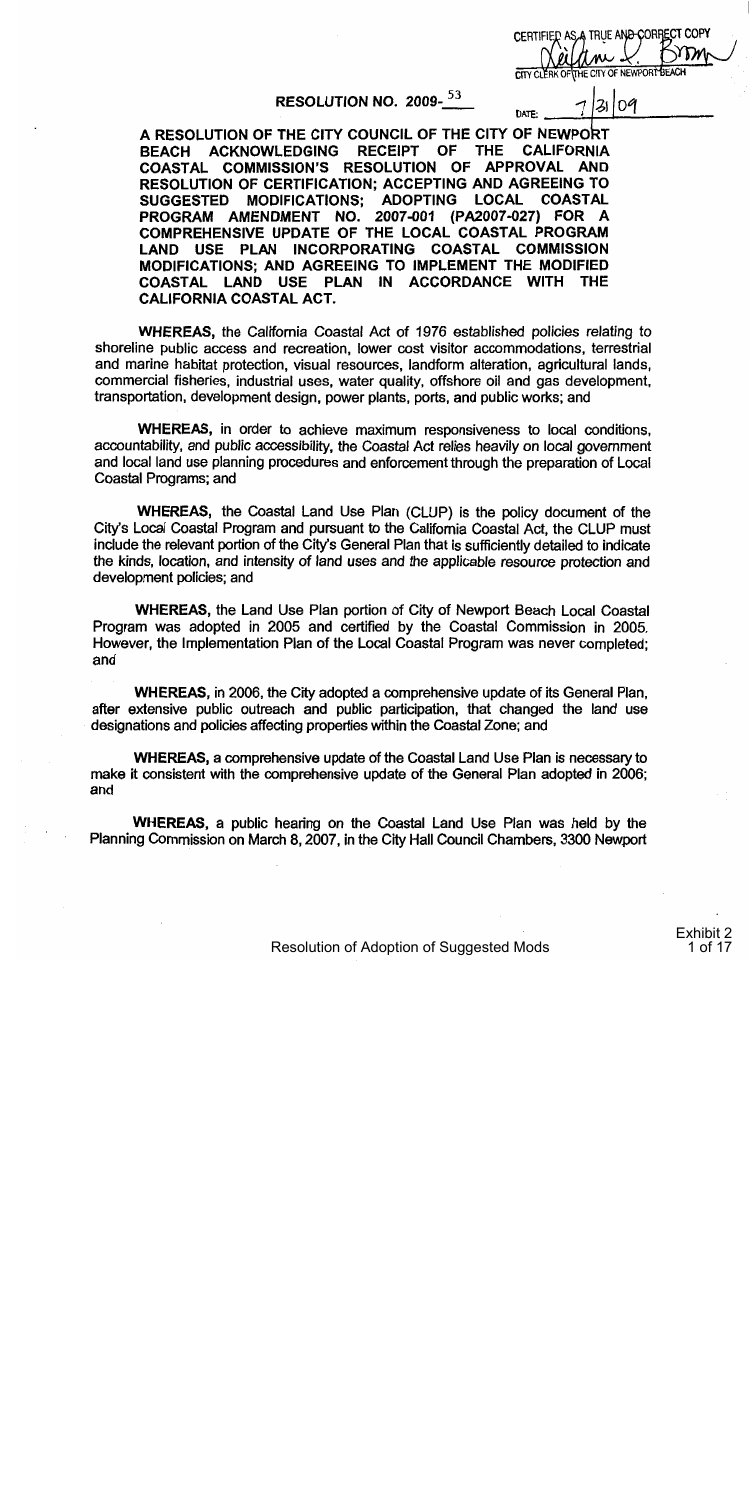CERTIFIED AS A TRUE AND CORRECT COPY

CITY CLERK OF THE CITY OF NEWPORT BEACH

DATE: 7/31/09

**RESOLUTION NO. 2009-53**

**A RESOLUTION OF THE CITY COUNCIL OF THE CITY OF NEWPORT BEACH ACKNOWLEDGING RECEIPT OF THE CALIFORNIA COASTAL COMMISSION'S RESOLUTION OF APPROVAL AND RESOLUTION OF CERTIFICATION; ACCEPTING AND AGREEING TO SUGGESTED MODIFICATIONS; ADOPTING LOCAL COASTAL PROGRAM AMENDMENT NO. 2007-001 (PA2007-027) FOR A COMPREHENSIVE UPDATE OF THE LOCAL COASTAL PROGRAM LAND USE PLAN INCORPORATING COASTAL COMMISSION MODIFICATIONS; AND AGREEING TO IMPLEMENT THE MODIFIED COASTAL LAND USE PLAN IN ACCORDANCE WITH THE CALIFORNIA COASTAL ACT.**

**WHEREAS,** the California Coastal Act of 1976 established policies relating to shoreline public access and recreation, lower cost visitor accommodations, terrestrial and marine habitat protection, visual resources, landform alteration, agricultural lands, commercial fisheries, industrial uses, water quality, offshore oil and gas development, transportation, development design, power plants, ports, and public works; and

**WHEREAS,** in order to achieve maximum responsiveness to local conditions, accountability, and public accessibility, the Coastal Act relies heavily on local government and local land use planning procedures and enforcement through the preparation of Local Coastal Programs; and

**WHEREAS,** the Coastal Land Use Plan (CLUP) is the policy document of the City's Local Coastal Program and pursuant to the California Coastal Act, the CLUP must include the relevant portion of the City's General Plan that is sufficiently detailed to indicate the kinds, location, and intensity of land uses and the applicable resource protection and development policies; and

**WHEREAS,** the Land Use Plan portion of City of Newport Beach Local Coastal Program was adopted in 2005 and certified by the Coastal Commission in 2005. However, the Implementation Plan of the Local Coastal Program was never completed; and

**WHEREAS,** in 2006, the City adopted a comprehensive update of its General Plan, after extensive public outreach and public participation, that changed the land use designations and policies affecting properties within the Coastal Zone; and

**WHEREAS,** a comprehensive update of the Coastal Land Use Plan is necessary to make it consistent with the comprehensive update of the General Plan adopted in 2006; and

**WHEREAS,** a public hearing on the Coastal Land Use Plan was held by the Planning Commission on March 8, 2007, in the City Hall Council Chambers, 3300 Newport

Resolution of Adoption of Suggested Mods

Exhibit 2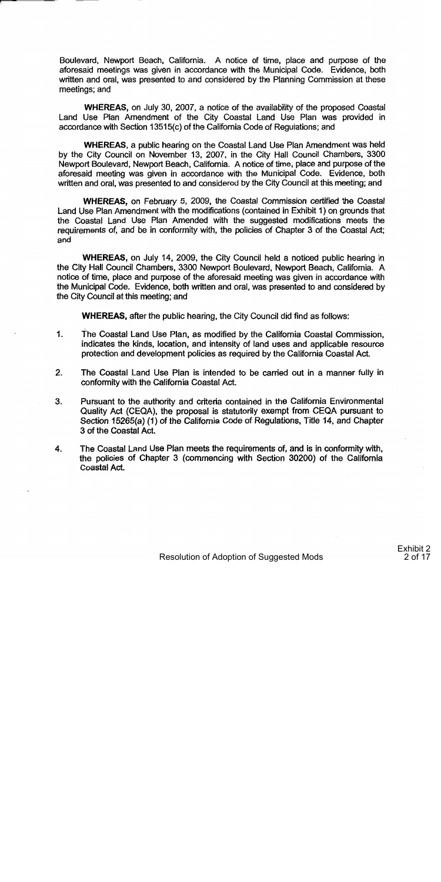Boulevard, Newport Beach, California. A notice of time, place and purpose of the aforesaid meetings was given in accordance with the Municipal Code. Evidence, both written and oral, was presented to and considered by the Planning Commission at these meetings; and

**WHEREAS,** on July 30, 2007, a notice of the availability of the proposed Coastal Land Use Plan Amendment of the City Coastal Land Use Plan was provided in accordance with Section 13515(c) of the California Code of Regulations; and

**WHEREAS,** a public hearing on the Coastal Land Use Plan Amendment was held by the City Council on November 13, 2007, in the City Hall Council Chambers, 3300 Newport Boulevard, Newport Beach, California. A notice of time, place and purpose of the aforesaid meeting was given in accordance with the Municipal Code. Evidence, both written and oral, was presented to and considered by the City Council at this meeting; and

**WHEREAS,** on February 5, 2009, the Coastal Commission certified the Coastal Land Use Plan Amendment with the modifications (contained in Exhibit 1) on grounds that the Coastal Land Use Plan Amended with the suggested modifications meets the requirements of, and be in conformity with, the policies of Chapter 3 of the Coastal Act; and

**WHEREAS,** on July 14, 2009, the City Council held a noticed public hearing in the City Hall Council Chambers, 3300 Newport Boulevard, Newport Beach, California. A notice of time, place and purpose of the aforesaid meeting was given in accordance with the Municipal Code. Evidence, both written and oral, was presented to and considered by the City Council at this meeting; and

**WHEREAS,** after the public hearing, the City Council did find as follows:

1. The Coastal Land Use Plan, as modified by the California Coastal Commission, indicates the kinds, location, and intensity of land uses and applicable resource protection and development policies as required by the California Coastal Act.

2. The Coastal Land Use Plan is intended to be carried out in a manner fully in conformity with the California Coastal Act.

3. Pursuant to the authority and criteria contained in the California Environmental Quality Act (CEQA), the proposal is statutorily exempt from CEQA pursuant to Section 15265(a) (1) of the California Code of Regulations, Title 14, and Chapter 3 of the Coastal Act.

4. The Coastal Land Use Plan meets the requirements of, and is in conformity with, the policies of Chapter 3 (commencing with Section 30200) of the California Coastal Act.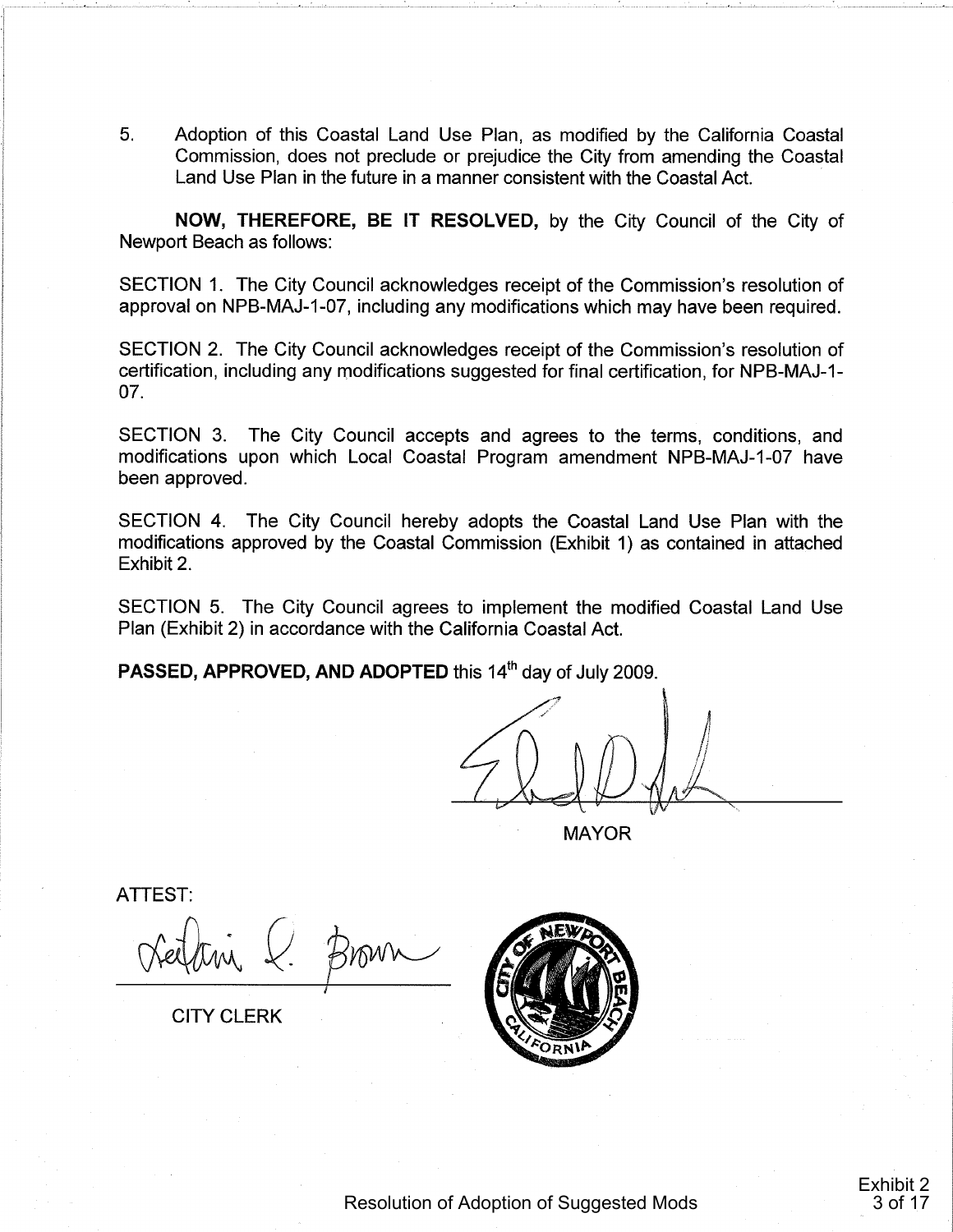5. Adoption of this Coastal Land Use Plan, as modified by the California Coastal Commission, does not preclude or prejudice the City from amending the Coastal Land Use Plan in the future in a manner consistent with the Coastal Act.

**NOW, THEREFORE, BE IT RESOLVED,** by the City Council of the City of Newport Beach as follows:

SECTION 1. The City Council acknowledges receipt of the Commission's resolution of approval on NPB-MAJ-1-07, including any modifications which may have been required.

SECTION 2. The City Council acknowledges receipt of the Commission's resolution of certification, including any modifications suggested for final certification, for NPB-MAJ-1-07.

SECTION 3. The City Council accepts and agrees to the terms, conditions, and modifications upon which Local Coastal Program amendment NPB-MAJ-1-07 have been approved.

SECTION 4. The City Council hereby adopts the Coastal Land Use Plan with the modifications approved by the Coastal Commission (Exhibit 1) as contained in attached Exhibit 2.

SECTION 5. The City Council agrees to implement the modified Coastal Land Use Plan (Exhibit 2) in accordance with the California Coastal Act.

**PASSED, APPROVED, AND ADOPTED** this 14th day of July 2009.

MAYOR

ATTEST:

CITY CLERK

Resolution of Adoption of Suggested Mods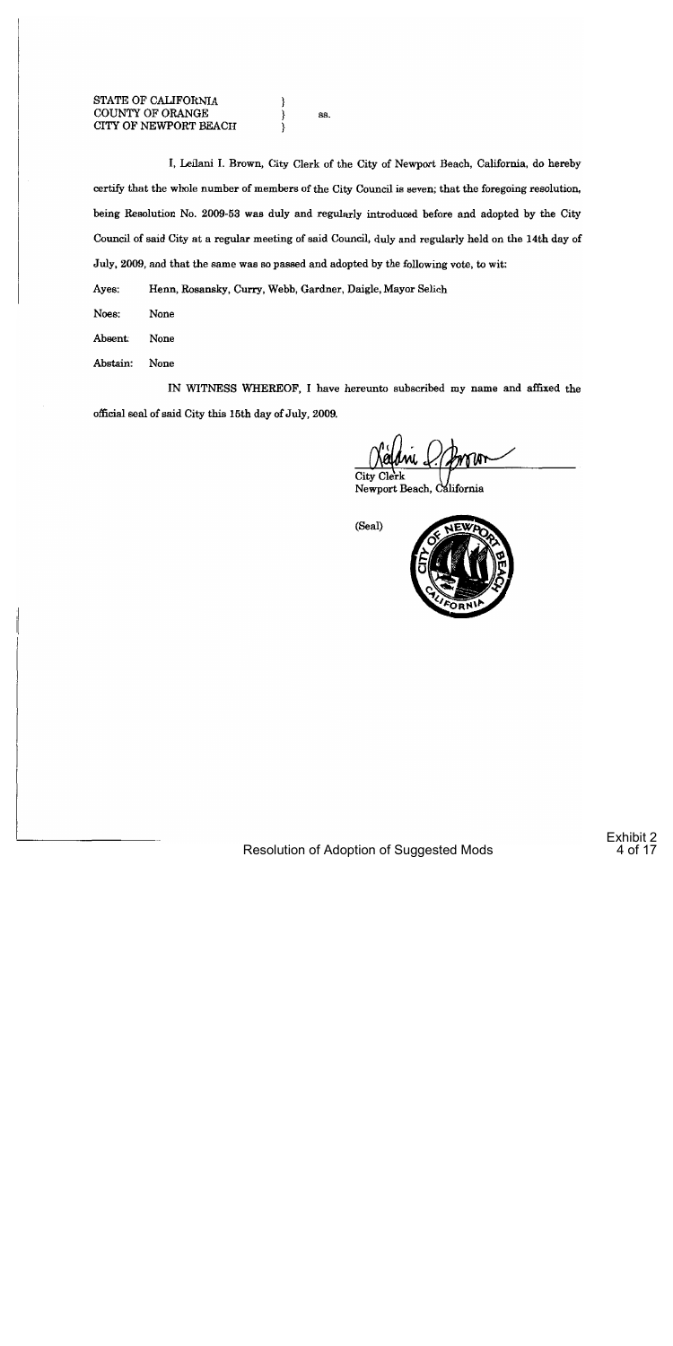STATE OF CALIFORNIA }
COUNTY OF ORANGE } ss.
CITY OF NEWPORT BEACH }

I, Leilani I. Brown, City Clerk of the City of Newport Beach, California, do hereby certify that the whole number of members of the City Council is seven; that the foregoing resolution, being Resolution No. 2009-53 was duly and regularly introduced before and adopted by the City Council of said City at a regular meeting of said Council, duly and regularly held on the 14th day of July, 2009, and that the same was so passed and adopted by the following vote, to wit:

Ayes: Henn, Rosansky, Curry, Webb, Gardner, Daigle, Mayor Selich

Noes: None

Absent: None

Abstain: None

IN WITNESS WHEREOF, I have hereunto subscribed my name and affixed the official seal of said City this 15th day of July, 2009.

City Clerk
Newport Beach, California

(Seal)

Resolution of Adoption of Suggested Mods

Exhibit 2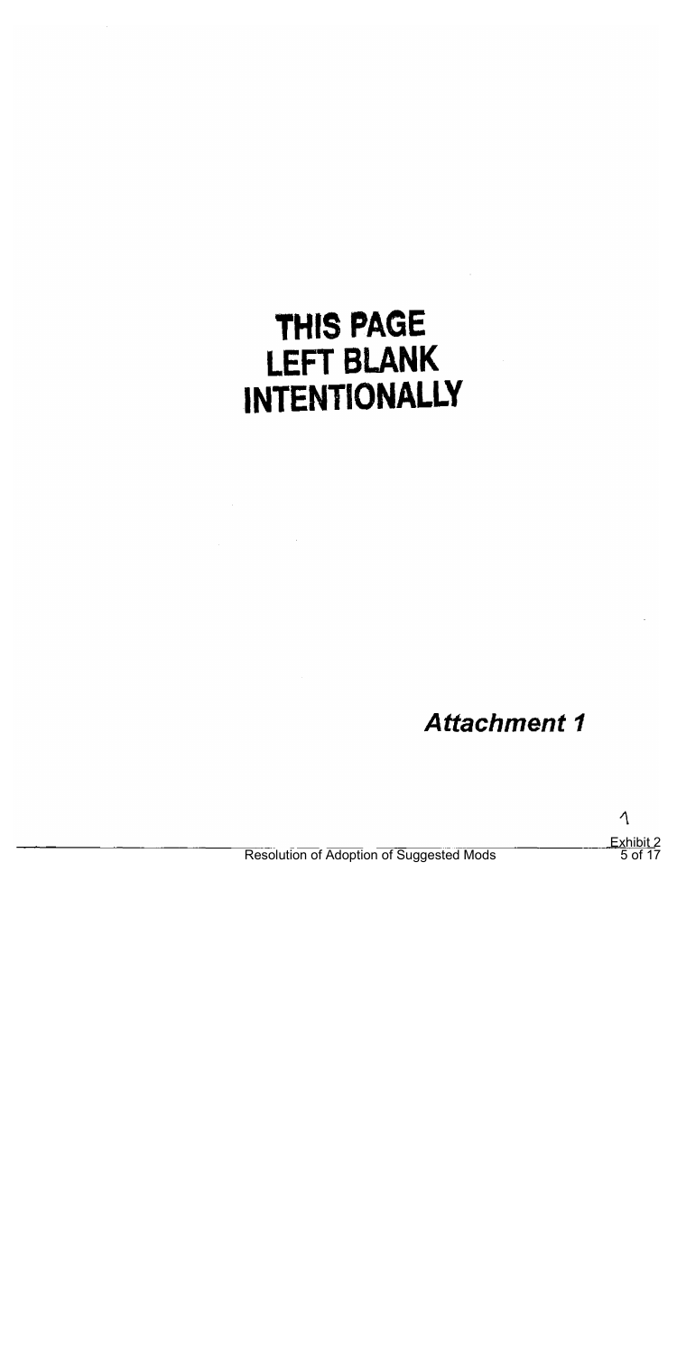# THIS PAGE LEFT BLANK INTENTIONALLY

## *Attachment 1*

1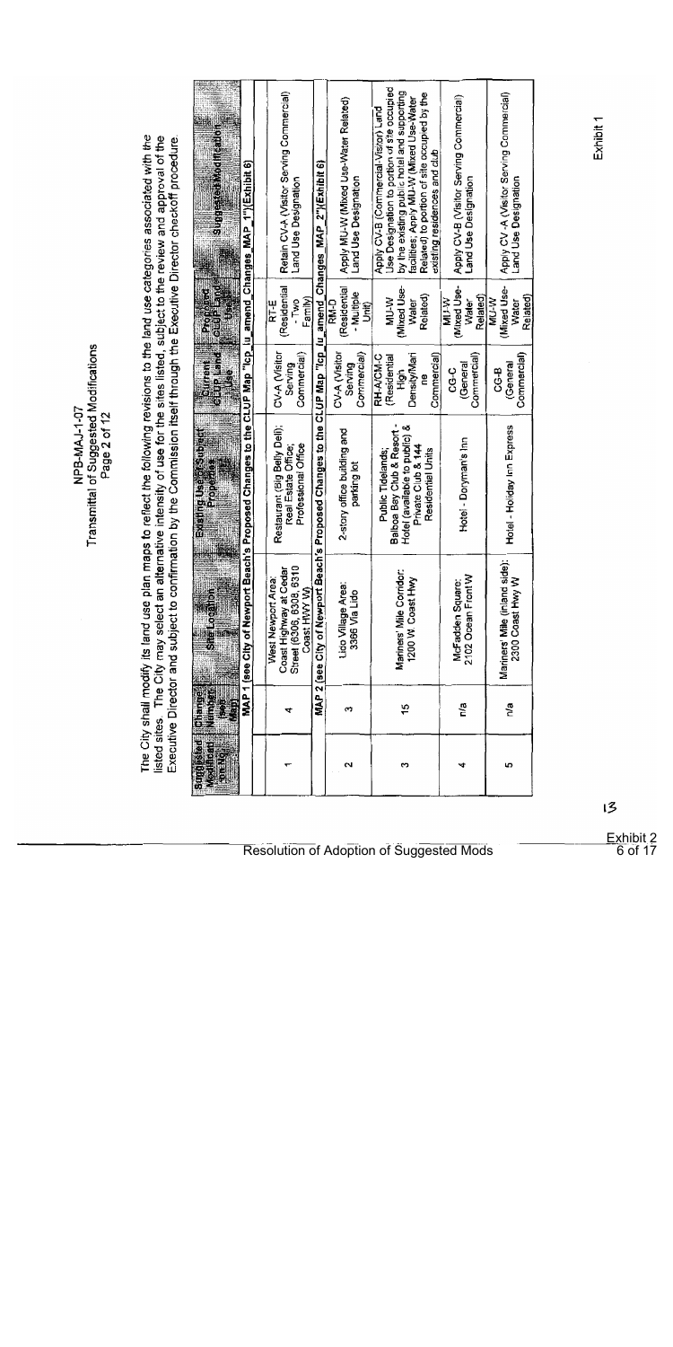# NPB-MAJ-1-07
## Transmittal of Suggested Modifications
### Page 2 of 12

The City shall modify its land use plan maps to reflect the following revisions to the land use categories associated with the listed sites. The City may select an alternative intensity of use for the sites listed, subject to the review and approval of the Executive Director and subject to confirmation by the Commission itself through the Executive Director checkoff procedure.

| Suggested Modification No. | Change Number (see Map) | Site Location | Existing Use at Subject Properties | Current CLUP Land Use | Proposed CLUP Land Use | Suggested Modification |
|---|---|---|---|---|---|---|
| **MAP 1 (see City of Newport Beach's Proposed Changes to the CLUP Map "lcp_lu_amend_Changes_MAP_1")(Exhibit 6)** | | | | | | |
| 1 | 4 | West Newport Area: Coast Highway at Cedar Street (6306, 6308, 6310 Coast HWY W) | Restaurant (Big Belly Deli); Real Estate Office; Professional Office | CV-A (Visitor Serving Commercial) | RT-E (Residential - Two Family) | Retain CV-A (Visitor Serving Commercial) Land Use Designation |
| **MAP 2 (see City of Newport Beach's Proposed Changes to the CLUP Map "lcp_lu_amend_Changes_MAP_2")(Exhibit 6)** | | | | | | |
| 2 | 3 | Lido Village Area: 3366 Via Lido | 2-story office building and parking lot | CV-A (Visitor Serving Commercial) | RM-D (Residential - Multiple Unit) | Apply MU-W (Mixed Use-Water Related) Land Use Designation |
| 3 | 15 | Mariners' Mile Corridor: 1200 W Coast Hwy | Public Tidelands; Balboa Bay Club & Resort - Hotel (available to public) & Private Club & 144 Residential Units | RH-A/CM-C (Residential High Density/Marine Commercial) | MU-W (Mixed Use-Water Related) | Apply CV-B (Commercial-Visitor) Land Use Designation to portion of site occupied by the existing public hotel and supporting facilities; Apply MU-W (Mixed Use-Water Related) to portion of site occupied by the existing residences and club |
| 4 | n/a | McFadden Square: 2102 Ocean Front W | Hotel - Doryman's Inn | CG-C (General Commercial) | MU-W (Mixed Use-Water Related) | Apply CV-B (Visitor Serving Commercial) Land Use Designation |
| 5 | n/a | Mariners' Mile (inland side): 2300 Coast Hwy W | Hotel - Holiday Inn Express | CG-B (General Commercial) | MU-W (Mixed Use-Water Related) | Apply CV-A (Visitor Serving Commercial) Land Use Designation |

Exhibit 1

Resolution of Adoption of Suggested Mods

Exhibit 2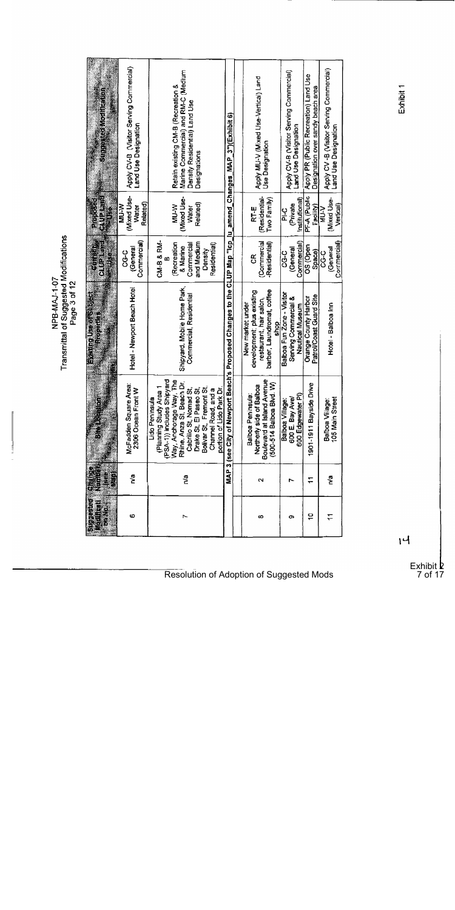# NPB-MAJ-1-07
## Transmittal of Suggested Modifications

| Suggested Modification No. | Change Number (see Map) | Site Location | Existing Use on Subject Properties | Existing CLUP Land Use | Proposed CLUP Land Use | Suggested Modification |
|---|---|---|---|---|---|---|
| 6 | n/a | McFadden Square Area: 2306 Ocean Front W | Hotel - Newport Beach Hotel | CG-C (General Commercial) | MU-W (Mixed Use-Water Related) | Apply CV-B (Visitor Serving Commercial) Land Use Designation |
| 7 | n/a | Lido Peninsula (Planning Study Area 1 (PSA-1)) includes Shipyard Way, Anchorage Way, The Rhine, Anza St, Beach Dr, Cabrillo St, Nomad St, Drake St, El Paseo St, Bolivar St, Fremont St, Channel Road, and a portion of Lido Park Dr. | Shipyard, Mobile Home Park, Commercial, Residential | CM-B & RM-B (Recreation & Marine Commercial and Medium Density Residential) | MU-W (Mixed Use-Water Related) | Retain existing CM-B (Recreation & Marine Commercial) and RM-C (Medium Density Residential) Land Use Designations |
| MAP 3 (see City of Newport Beach's Proposed Changes to the CLUP Map "lcp_lu_amend_Changes_MAP_3")(Exhibit 6) | | | | | | |
| 8 | 2 | Balboa Peninsula: Northerly side of Balboa Boulevard at Island Avenue (500-514 Balboa Blvd. W) | New market under development, plus existing restaurant, hair salon, barber, Laundromat, coffee shop | CR (Commercial-Residential) | RT-E (Residential-Two Family) | Apply MU-V (Mixed Use-Vertical) Land Use Designation |
| 9 | 7 | Balboa Village: 600 E. Bay Ave/ 600 Edgewater Pl) | Balboa Fun Zone - Visitor Serving Commercial & Nautical Museum | CG-C (General Commercial) | PI-C (Private Institutional) | Apply CV-B (Visitor Serving Commercial) Land Use Designation |
| 10 | 11 | 1901-1911 Bayside Drive | Orange County Harbor Patrol/Coast Guard Site | OS (Open Space) | PF-A (Public Facility) | Apply PR (Public Recreation) Land Use Designation over sandy beach area |
| 11 | n/a | Balboa Village: 105 Main Street | Hotel - Balboa Inn | CG-C (General Commercial) | MU-V (Mixed Use-Vertical) | Apply CV-B (Visitor Serving Commercial) Land Use Designation |

Resolution of Adoption of Suggested Mods

Exhibit 1

Exhibit 2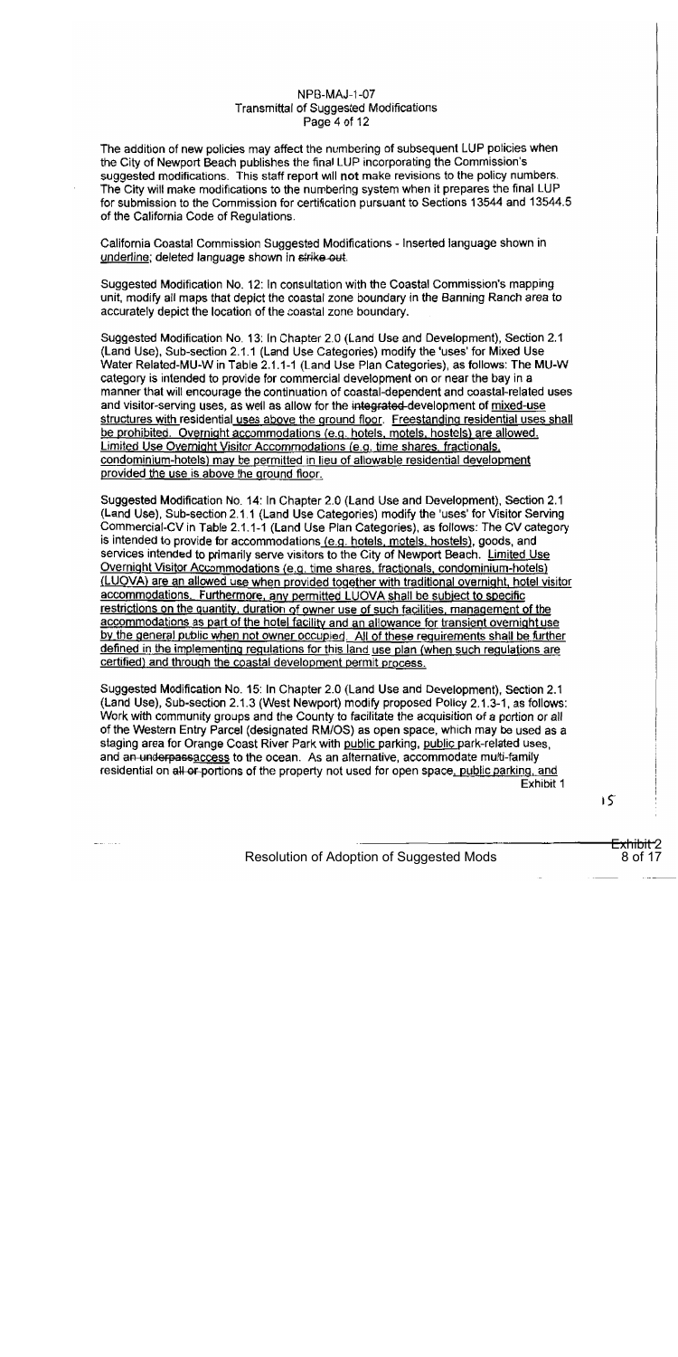The addition of new policies may affect the numbering of subsequent LUP policies when the City of Newport Beach publishes the final LUP incorporating the Commission's suggested modifications. This staff report will **not** make revisions to the policy numbers. The City will make modifications to the numbering system when it prepares the final LUP for submission to the Commission for certification pursuant to Sections 13544 and 13544.5 of the California Code of Regulations.

California Coastal Commission Suggested Modifications - Inserted language shown in <u>underline</u>; deleted language shown in ~~strike out~~.

Suggested Modification No. 12: In consultation with the Coastal Commission's mapping unit, modify all maps that depict the coastal zone boundary in the Banning Ranch area to accurately depict the location of the coastal zone boundary.

Suggested Modification No. 13: In Chapter 2.0 (Land Use and Development), Section 2.1 (Land Use), Sub-section 2.1.1 (Land Use Categories) modify the 'uses' for Mixed Use Water Related-MU-W in Table 2.1.1-1 (Land Use Plan Categories), as follows: The MU-W category is intended to provide for commercial development on or near the bay in a manner that will encourage the continuation of coastal-dependent and coastal-related uses and visitor-serving uses, as well as allow for the ~~integrated~~ development of <u>mixed-use structures with</u> residential <u>uses above the ground floor. Freestanding residential uses shall be prohibited. Overnight accommodations (e.g. hotels, motels, hostels) are allowed. Limited Use Overnight Visitor Accommodations (e.g. time shares, fractionals, condominium-hotels) may be permitted in lieu of allowable residential development provided the use is above the ground floor.</u>

Suggested Modification No. 14: In Chapter 2.0 (Land Use and Development), Section 2.1 (Land Use), Sub-section 2.1.1 (Land Use Categories) modify the 'uses' for Visitor Serving Commercial-CV in Table 2.1.1-1 (Land Use Plan Categories), as follows: The CV category is intended to provide for accommodations <u>(e.g. hotels, motels, hostels)</u>, goods, and services intended to primarily serve visitors to the City of Newport Beach. <u>Limited Use Overnight Visitor Accommodations (e.g. time shares, fractionals, condominium-hotels) (LUOVA) are an allowed use when provided together with traditional overnight, hotel visitor accommodations. Furthermore, any permitted LUOVA shall be subject to specific restrictions on the quantity, duration of owner use of such facilities, management of the accommodations as part of the hotel facility and an allowance for transient overnight use by the general public when not owner occupied. All of these requirements shall be further defined in the implementing regulations for this land use plan (when such regulations are certified) and through the coastal development permit process.</u>

Suggested Modification No. 15: In Chapter 2.0 (Land Use and Development), Section 2.1 (Land Use), Sub-section 2.1.3 (West Newport) modify proposed Policy 2.1.3-1, as follows: Work with community groups and the County to facilitate the acquisition of a portion or all of the Western Entry Parcel (designated RM/OS) as open space, which may be used as a staging area for Orange Coast River Park with <u>public</u> parking, <u>public</u> park-related uses, and ~~an underpass~~<u>access</u> to the ocean. As an alternative, accommodate multi-family residential on ~~all or~~ portions of the property not used for open space<u>, public parking, and</u>

Exhibit 1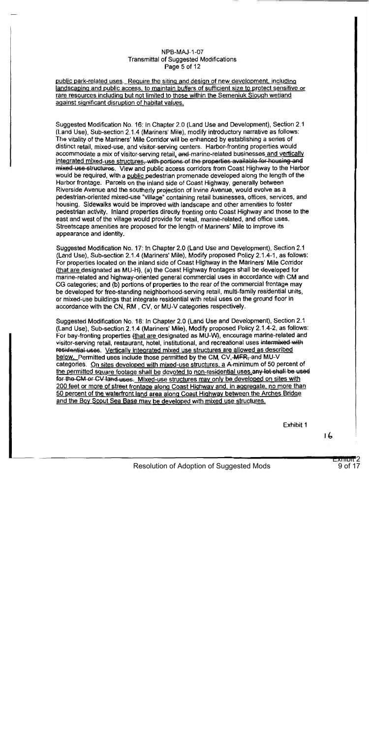<u>public park-related uses. Require the siting and design of new development, including landscaping and public access, to maintain buffers of sufficient size to protect sensitive or rare resources including but not limited to those within the Semeniuk Slough wetland against significant disruption of habitat values.</u>

Suggested Modification No. 16: In Chapter 2.0 (Land Use and Development), Section 2.1 (Land Use), Sub-section 2.1.4 (Mariners' Mile), modify introductory narrative as follows: The vitality of the Mariners' Mile Corridor will be enhanced by establishing a series of distinct retail, mixed-use, and visitor-serving centers. Harbor-fronting properties would accommodate a mix of visitor-serving retail<u>,</u> ~~and~~ marine-related businesses <u>and vertically integrated mixed-use structures</u>~~, with portions of the properties available for housing and mixed-use structures~~. View and public access corridors from Coast Highway to the Harbor would be required, with a <u>public</u> pedestrian promenade developed along the length of the Harbor frontage. Parcels on the inland side of Coast Highway, generally between Riverside Avenue and the southerly projection of Irvine Avenue, would evolve as a pedestrian-oriented mixed-use "village" containing retail businesses, offices, services, and housing. Sidewalks would be improved with landscape and other amenities to foster pedestrian activity. Inland properties directly fronting onto Coast Highway and those to the east and west of the village would provide for retail, marine-related, and office uses. Streetscape amenities are proposed for the length of Mariners' Mile to improve its appearance and identity.

Suggested Modification No. 17: In Chapter 2.0 (Land Use and Development), Section 2.1 (Land Use), Sub-section 2.1.4 (Mariners' Mile), Modify proposed Policy 2.1.4-1, as follows: For properties located on the inland side of Coast Highway in the Mariners' Mile Corridor (<u>that are</u> designated as MU-H~~)~~, (a) the Coast Highway frontages shall be developed for marine-related and highway-oriented general commercial uses in accordance with CM and CG categories; and (b) portions of properties to the rear of the commercial frontage may be developed for free-standing neighborhood-serving retail, multi-family residential units, or mixed-use buildings that integrate residential with retail uses on the ground floor in accordance with the CN, RM , CV, or MU-V categories respectively.

Suggested Modification No. 18: In Chapter 2.0 (Land Use and Development), Section 2.1 (Land Use), Sub-section 2.1.4 (Mariners' Mile), Modify proposed Policy 2.1.4-2, as follows: For bay-fronting properties ~~(~~<u>that are</u> designated as MU-W~~)~~, encourage marine-related and visitor-serving retail, restaurant, hotel, institutional, and recreational uses ~~intermixed with residential uses~~. <u>Vertically integrated mixed use structures are allowed as described below.</u> Permitted uses include those permitted by the CM, CV, ~~MFR,~~ and MU-V categories. <u>On sites developed with mixed-use structures, a</u> ~~A~~ minimum of 50 percent of <u>the permitted square footage shall be devoted to non-residential uses.</u> ~~any lot shall be used for the CM or CV land uses.~~ <u>Mixed-use structures may only be developed on sites with 200 feet or more of street frontage along Coast Highway and, in aggregate, no more than 50 percent of the waterfront land area along Coast Highway between the Arches Bridge and the Boy Scout Sea Base may be developed with mixed use structures.</u>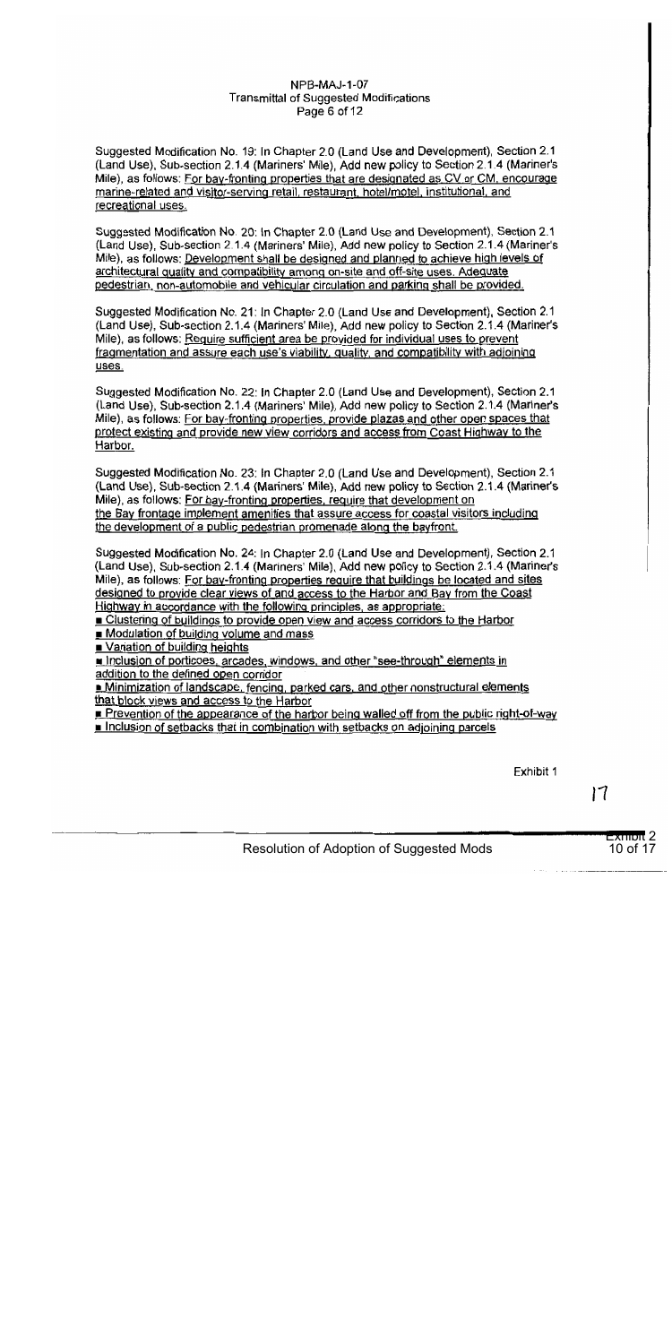NPB-MAJ-1-07
Transmittal of Suggested Modifications

Suggested Modification No. 19: In Chapter 2.0 (Land Use and Development), Section 2.1 (Land Use), Sub-section 2.1.4 (Mariners' Mile), Add new policy to Section 2.1.4 (Mariner's Mile), as follows: <u>For bay-fronting properties that are designated as CV or CM, encourage marine-related and visitor-serving retail, restaurant, hotel/motel, institutional, and recreational uses.</u>

Suggested Modification No. 20: In Chapter 2.0 (Land Use and Development), Section 2.1 (Land Use), Sub-section 2.1.4 (Mariners' Mile), Add new policy to Section 2.1.4 (Mariner's Mile), as follows: <u>Development shall be designed and planned to achieve high levels of architectural quality and compatibility among on-site and off-site uses. Adequate pedestrian, non-automobile and vehicular circulation and parking shall be provided.</u>

Suggested Modification No. 21: In Chapter 2.0 (Land Use and Development), Section 2.1 (Land Use), Sub-section 2.1.4 (Mariners' Mile), Add new policy to Section 2.1.4 (Mariner's Mile), as follows: <u>Require sufficient area be provided for individual uses to prevent fragmentation and assure each use's viability, quality, and compatibility with adjoining uses.</u>

Suggested Modification No. 22: In Chapter 2.0 (Land Use and Development), Section 2.1 (Land Use), Sub-section 2.1.4 (Mariners' Mile), Add new policy to Section 2.1.4 (Mariner's Mile), as follows: <u>For bay-fronting properties, provide plazas and other open spaces that protect existing and provide new view corridors and access from Coast Highway to the Harbor.</u>

Suggested Modification No. 23: In Chapter 2.0 (Land Use and Development), Section 2.1 (Land Use), Sub-section 2.1.4 (Mariners' Mile), Add new policy to Section 2.1.4 (Mariner's Mile), as follows: <u>For bay-fronting properties, require that development on the Bay frontage implement amenities that assure access for coastal visitors including the development of a public pedestrian promenade along the bayfront.</u>

Suggested Modification No. 24: In Chapter 2.0 (Land Use and Development), Section 2.1 (Land Use), Sub-section 2.1.4 (Mariners' Mile), Add new policy to Section 2.1.4 (Mariner's Mile), as follows: <u>For bay-fronting properties require that buildings be located and sites designed to provide clear views of and access to the Harbor and Bay from the Coast Highway in accordance with the following principles, as appropriate:</u>

- <u>Clustering of buildings to provide open view and access corridors to the Harbor</u>
- <u>Modulation of building volume and mass</u>
- <u>Variation of building heights</u>
- <u>Inclusion of porticoes, arcades, windows, and other "see-through" elements in addition to the defined open corridor</u>
- <u>Minimization of landscape, fencing, parked cars, and other nonstructural elements that block views and access to the Harbor</u>
- <u>Prevention of the appearance of the harbor being walled off from the public right-of-way</u>
- <u>Inclusion of setbacks that in combination with setbacks on adjoining parcels</u>

Exhibit 1

Resolution of Adoption of Suggested Mods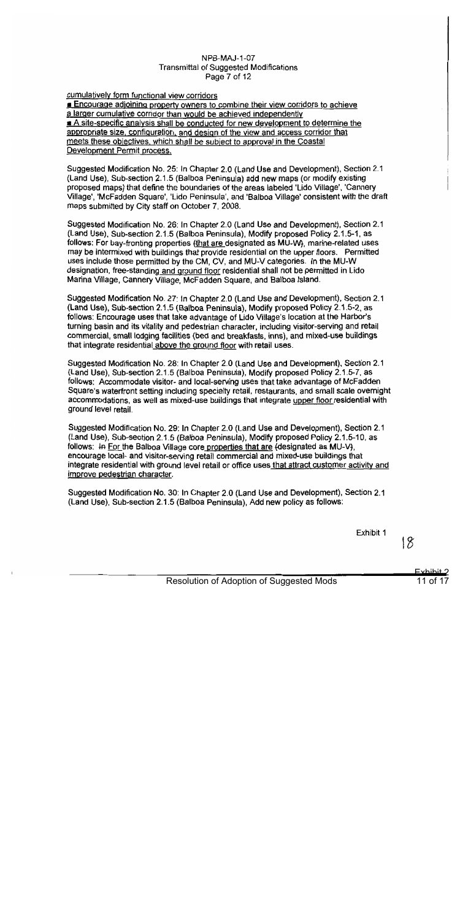cumulatively form functional view corridors

- Encourage adjoining property owners to combine their view corridors to achieve a larger cumulative corridor than would be achieved independently
- A site-specific analysis shall be conducted for new development to determine the appropriate size, configuration, and design of the view and access corridor that meets these objectives, which shall be subject to approval in the Coastal Development Permit process.

Suggested Modification No. 25: In Chapter 2.0 (Land Use and Development), Section 2.1 (Land Use), Sub-section 2.1.5 (Balboa Peninsula) add new maps (or modify existing proposed maps) that define the boundaries of the areas labeled 'Lido Village', 'Cannery Village', 'McFadden Square', 'Lido Peninsula', and 'Balboa Village' consistent with the draft maps submitted by City staff on October 7, 2008.

Suggested Modification No. 26: In Chapter 2.0 (Land Use and Development), Section 2.1 (Land Use), Sub-section 2.1.5 (Balboa Peninsula), Modify proposed Policy 2.1.5-1, as follows: For bay-fronting properties (that are designated as MU-W), marine-related uses may be intermixed with buildings that provide residential on the upper floors. Permitted uses include those permitted by the CM, CV, and MU-V categories. In the MU-W designation, free-standing and ground floor residential shall not be permitted in Lido Marina Village, Cannery Village, McFadden Square, and Balboa Island.

Suggested Modification No. 27: In Chapter 2.0 (Land Use and Development), Section 2.1 (Land Use), Sub-section 2.1.5 (Balboa Peninsula), Modify proposed Policy 2.1.5-2, as follows: Encourage uses that take advantage of Lido Village's location at the Harbor's turning basin and its vitality and pedestrian character, including visitor-serving and retail commercial, small lodging facilities (bed and breakfasts, inns), and mixed-use buildings that integrate residential above the ground floor with retail uses.

Suggested Modification No. 28: In Chapter 2.0 (Land Use and Development), Section 2.1 (Land Use), Sub-section 2.1.5 (Balboa Peninsula), Modify proposed Policy 2.1.5-7, as follows: Accommodate visitor- and local-serving uses that take advantage of McFadden Square's waterfront setting including specialty retail, restaurants, and small scale overnight accommodations, as well as mixed-use buildings that integrate upper floor residential with ground level retail.

Suggested Modification No. 29: In Chapter 2.0 (Land Use and Development), Section 2.1 (Land Use), Sub-section 2.1.5 (Balboa Peninsula), Modify proposed Policy 2.1.5-10, as follows: ~~In~~ For the Balboa Village core properties that are ~~(~~designated as MU-V~~)~~, encourage local- and visitor-serving retail commercial and mixed-use buildings that integrate residential with ground level retail or office uses that attract customer activity and improve pedestrian character.

Suggested Modification No. 30: In Chapter 2.0 (Land Use and Development), Section 2.1 (Land Use), Sub-section 2.1.5 (Balboa Peninsula), Add new policy as follows: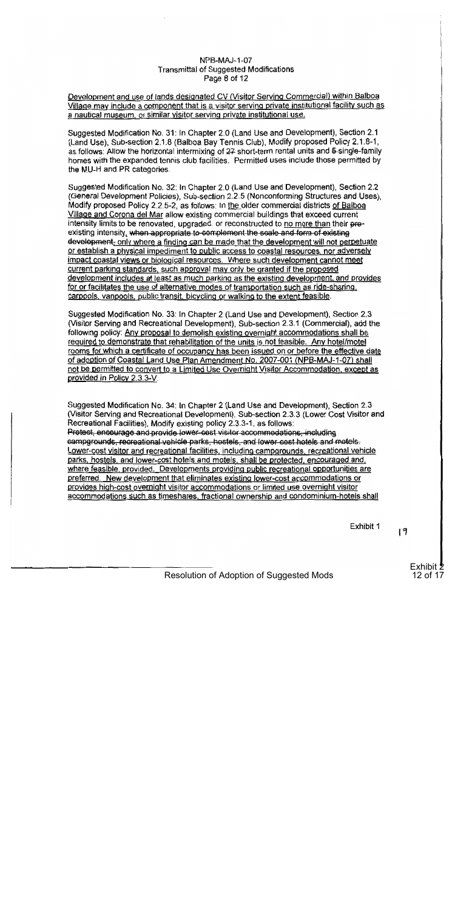Development and use of lands designated CV (Visitor Serving Commercial) within Balboa Village may include a component that is a visitor serving private institutional facility such as a nautical museum, or similar visitor serving private institutional use.

Suggested Modification No. 31: In Chapter 2.0 (Land Use and Development), Section 2.1 (Land Use), Sub-section 2.1.8 (Balboa Bay Tennis Club), Modify proposed Policy 2.1.8-1, as follows: Allow the horizontal intermixing of ~~27~~ short-term rental units and ~~5~~ single-family homes with the expanded tennis club facilities. Permitted uses include those permitted by the MU-H and PR categories.

Suggested Modification No. 32: In Chapter 2.0 (Land Use and Development), Section 2.2 (General Development Policies), Sub-section 2.2.5 (Nonconforming Structures and Uses), Modify proposed Policy 2.2.5-2, as follows: In the older commercial districts of Balboa Village and Corona del Mar allow existing commercial buildings that exceed current intensity limits to be renovated, upgraded, or reconstructed to no more than their ~~pre-~~existing intensity, ~~when appropriate to complement the scale and form of existing development,~~ only where a finding can be made that the development will not perpetuate or establish a physical impediment to public access to coastal resources, nor adversely impact coastal views or biological resources. Where such development cannot meet current parking standards, such approval may only be granted if the proposed development includes at least as much parking as the existing development, and provides for or facilitates the use of alternative modes of transportation such as ride-sharing, carpools, vanpools, public transit, bicycling or walking to the extent feasible.

Suggested Modification No. 33: In Chapter 2 (Land Use and Development), Section 2.3 (Visitor Serving and Recreational Development), Sub-section 2.3.1 (Commercial), add the following policy: Any proposal to demolish existing overnight accommodations shall be required to demonstrate that rehabilitation of the units is not feasible. Any hotel/motel rooms for which a certificate of occupancy has been issued on or before the effective date of adoption of Coastal Land Use Plan Amendment No. 2007-001 (NPB-MAJ-1-07) shall not be permitted to convert to a Limited Use Overnight Visitor Accommodation, except as provided in Policy 2.3.3-V.

Suggested Modification No. 34: In Chapter 2 (Land Use and Development), Section 2.3 (Visitor Serving and Recreational Development), Sub-section 2.3.3 (Lower Cost Visitor and Recreational Facilities), Modify existing policy 2.3.3-1, as follows:
~~Protect, encourage and provide lower-cost visitor accommodations, including campgrounds, recreational vehicle parks, hostels, and lower-cost hotels and motels.~~
Lower-cost visitor and recreational facilities, including campgrounds, recreational vehicle parks, hostels, and lower-cost hotels and motels, shall be protected, encouraged and, where feasible, provided. Developments providing public recreational opportunities are preferred. New development that eliminates existing lower-cost accommodations or provides high-cost overnight visitor accommodations or limited use overnight visitor accommodations such as timeshares, fractional ownership and condominium-hotels shall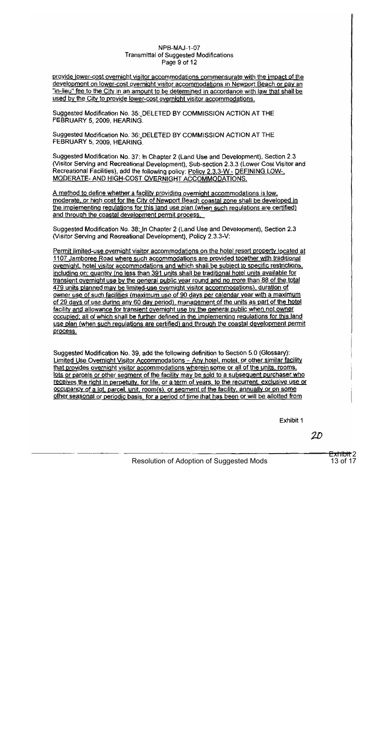provide lower-cost overnight visitor accommodations commensurate with the impact of the development on lower-cost overnight visitor accommodations in Newport Beach or pay an "in-lieu" fee to the City in an amount to be determined in accordance with law that shall be used by the City to provide lower-cost overnight visitor accommodations.

Suggested Modification No. 35: DELETED BY COMMISSION ACTION AT THE FEBRUARY 5, 2009, HEARING.

Suggested Modification No. 36: DELETED BY COMMISSION ACTION AT THE FEBRUARY 5, 2009, HEARING.

Suggested Modification No. 37: In Chapter 2 (Land Use and Development), Section 2.3 (Visitor Serving and Recreational Development), Sub-section 2.3.3 (Lower Cost Visitor and Recreational Facilities), add the following policy: Policy 2.3.3-W - DEFINING LOW-, MODERATE- AND HIGH-COST OVERNIGHT ACCOMMODATIONS.

A method to define whether a facility providing overnight accommodations is low, moderate, or high cost for the City of Newport Beach coastal zone shall be developed in the implementing regulations for this land use plan (when such regulations are certified) and through the coastal development permit process.

Suggested Modification No. 38: In Chapter 2 (Land Use and Development), Section 2.3 (Visitor Serving and Recreational Development), Policy 2.3.3-V:

Permit limited-use overnight visitor accommodations on the hotel resort property located at 1107 Jamboree Road where such accommodations are provided together with traditional overnight, hotel visitor accommodations and which shall be subject to specific restrictions, including on: quantity (no less than 391 units shall be traditional hotel units available for transient overnight use by the general public year round and no more than 88 of the total 479 units planned may be limited-use overnight visitor accommodations), duration of owner use of such facilities (maximum use of 90 days per calendar year with a maximum of 29 days of use during any 60 day period), management of the units as part of the hotel facility and allowance for transient overnight use by the general public when not owner occupied; all of which shall be further defined in the implementing regulations for this land use plan (when such regulations are certified) and through the coastal development permit process.

Suggested Modification No. 39, add the following definition to Section 5.0 (Glossary): Limited Use Overnight Visitor Accommodations – Any hotel, motel, or other similar facility that provides overnight visitor accommodations wherein some or all of the units, rooms, lots or parcels or other segment of the facility may be sold to a subsequent purchaser who receives the right in perpetuity, for life, or a term of years, to the recurrent, exclusive use or occupancy of a lot, parcel, unit, room(s), or segment of the facility, annually or on some other seasonal or periodic basis, for a period of time that has been or will be allotted from

Exhibit 1

Resolution of Adoption of Suggested Mods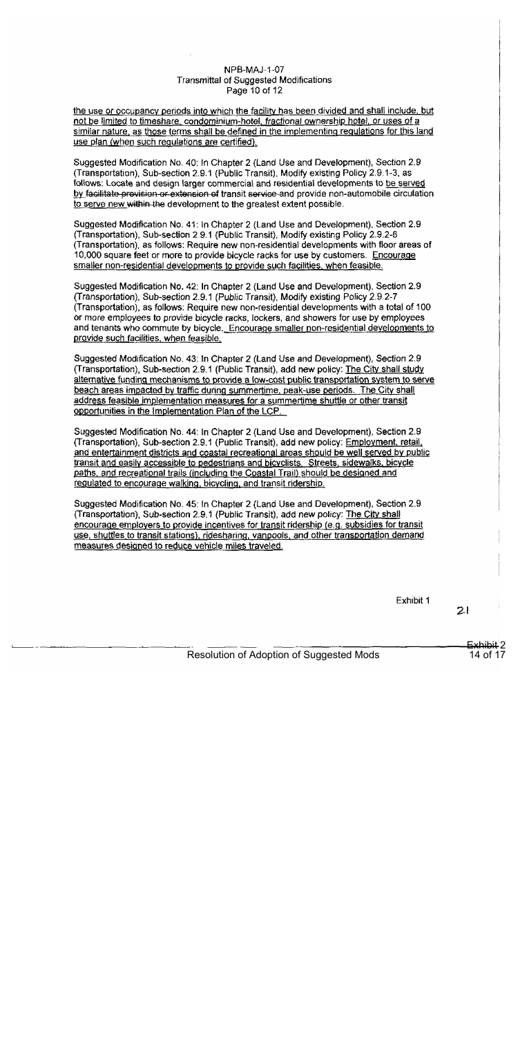the use or occupancy periods into which the facility has been divided and shall include, but not be limited to timeshare, condominium-hotel, fractional ownership hotel, or uses of a similar nature, as those terms shall be defined in the implementing regulations for this land use plan (when such regulations are certified).

Suggested Modification No. 40: In Chapter 2 (Land Use and Development), Section 2.9 (Transportation), Sub-section 2.9.1 (Public Transit), Modify existing Policy 2.9.1-3, as follows: Locate and design larger commercial and residential developments to be served by ~~facilitate provision or extension of~~ transit ~~service~~ and provide non-automobile circulation to serve new ~~within the~~ development to the greatest extent possible.

Suggested Modification No. 41: In Chapter 2 (Land Use and Development), Section 2.9 (Transportation), Sub-section 2.9.1 (Public Transit), Modify existing Policy 2.9.2-6 (Transportation), as follows: Require new non-residential developments with floor areas of 10,000 square feet or more to provide bicycle racks for use by customers. Encourage smaller non-residential developments to provide such facilities, when feasible.

Suggested Modification No. 42: In Chapter 2 (Land Use and Development), Section 2.9 (Transportation), Sub-section 2.9.1 (Public Transit), Modify existing Policy 2.9.2-7 (Transportation), as follows: Require new non-residential developments with a total of 100 or more employees to provide bicycle racks, lockers, and showers for use by employees and tenants who commute by bicycle. Encourage smaller non-residential developments to provide such facilities, when feasible.

Suggested Modification No. 43: In Chapter 2 (Land Use and Development), Section 2.9 (Transportation), Sub-section 2.9.1 (Public Transit), add new policy: The City shall study alternative funding mechanisms to provide a low-cost public transportation system to serve beach areas impacted by traffic during summertime, peak-use periods. The City shall address feasible implementation measures for a summertime shuttle or other transit opportunities in the Implementation Plan of the LCP.

Suggested Modification No. 44: In Chapter 2 (Land Use and Development), Section 2.9 (Transportation), Sub-section 2.9.1 (Public Transit), add new policy: Employment, retail, and entertainment districts and coastal recreational areas should be well served by public transit and easily accessible to pedestrians and bicyclists. Streets, sidewalks, bicycle paths, and recreational trails (including the Coastal Trail) should be designed and regulated to encourage walking, bicycling, and transit ridership.

Suggested Modification No. 45: In Chapter 2 (Land Use and Development), Section 2.9 (Transportation), Sub-section 2.9.1 (Public Transit), add new policy: The City shall encourage employers to provide incentives for transit ridership (e.g. subsidies for transit use, shuttles to transit stations), ridesharing, vanpools, and other transportation demand measures designed to reduce vehicle miles traveled.

Exhibit 1

Resolution of Adoption of Suggested Mods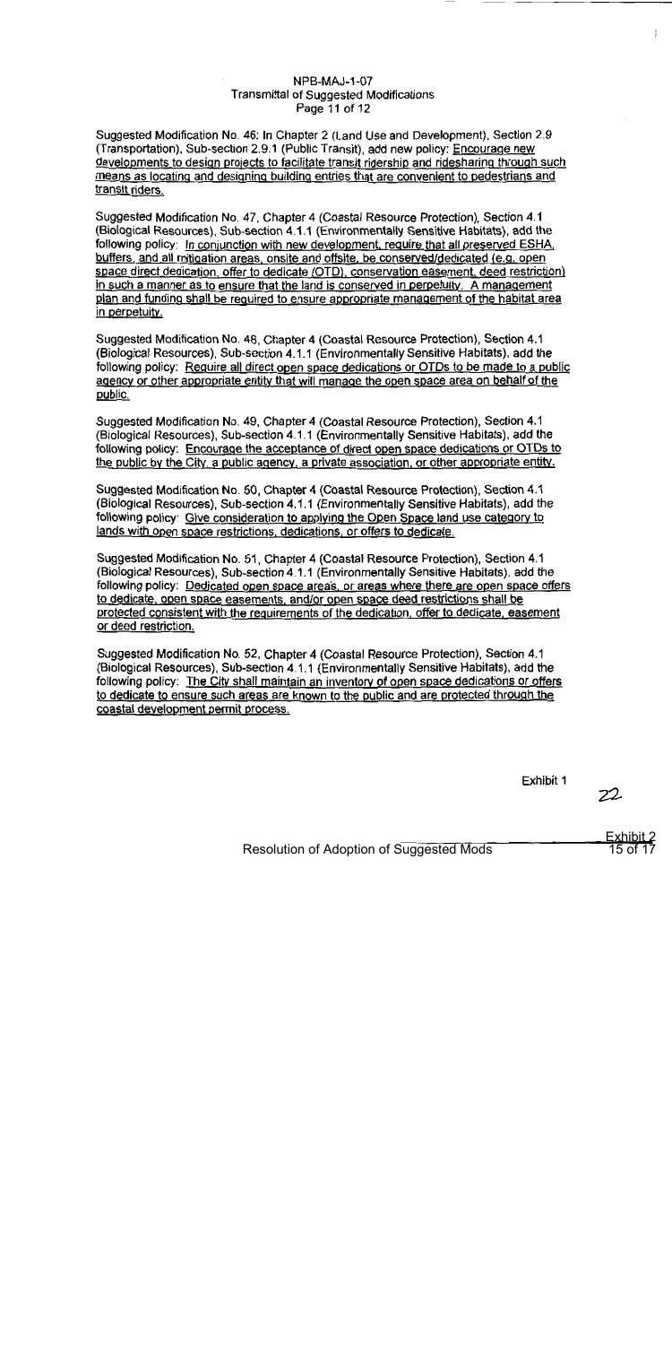NPB-MAJ-1-07
Transmittal of Suggested Modifications

Suggested Modification No. 46: In Chapter 2 (Land Use and Development), Section 2.9 (Transportation), Sub-section 2.9.1 (Public Transit), add new policy: Encourage new developments to design projects to facilitate transit ridership and ridesharing through such means as locating and designing building entries that are convenient to pedestrians and transit riders.

Suggested Modification No. 47, Chapter 4 (Coastal Resource Protection), Section 4.1 (Biological Resources), Sub-section 4.1.1 (Environmentally Sensitive Habitats), add the following policy: In conjunction with new development, require that all preserved ESHA, buffers, and all mitigation areas, onsite and offsite, be conserved/dedicated (e.g. open space direct dedication, offer to dedicate (OTD), conservation easement, deed restriction) in such a manner as to ensure that the land is conserved in perpetuity. A management plan and funding shall be required to ensure appropriate management of the habitat area in perpetuity.

Suggested Modification No. 48, Chapter 4 (Coastal Resource Protection), Section 4.1 (Biological Resources), Sub-section 4.1.1 (Environmentally Sensitive Habitats), add the following policy: Require all direct open space dedications or OTDs to be made to a public agency or other appropriate entity that will manage the open space area on behalf of the public.

Suggested Modification No. 49, Chapter 4 (Coastal Resource Protection), Section 4.1 (Biological Resources), Sub-section 4.1.1 (Environmentally Sensitive Habitats), add the following policy: Encourage the acceptance of direct open space dedications or OTDs to the public by the City, a public agency, a private association, or other appropriate entity.

Suggested Modification No. 50, Chapter 4 (Coastal Resource Protection), Section 4.1 (Biological Resources), Sub-section 4.1.1 (Environmentally Sensitive Habitats), add the following policy: Give consideration to applying the Open Space land use category to lands with open space restrictions, dedications, or offers to dedicate.

Suggested Modification No. 51, Chapter 4 (Coastal Resource Protection), Section 4.1 (Biological Resources), Sub-section 4.1.1 (Environmentally Sensitive Habitats), add the following policy: Dedicated open space areas, or areas where there are open space offers to dedicate, open space easements, and/or open space deed restrictions shall be protected consistent with the requirements of the dedication, offer to dedicate, easement or deed restriction.

Suggested Modification No. 52, Chapter 4 (Coastal Resource Protection), Section 4.1 (Biological Resources), Sub-section 4.1.1 (Environmentally Sensitive Habitats), add the following policy: The City shall maintain an inventory of open space dedications or offers to dedicate to ensure such areas are known to the public and are protected through the coastal development permit process.

Exhibit 1

Resolution of Adoption of Suggested Mods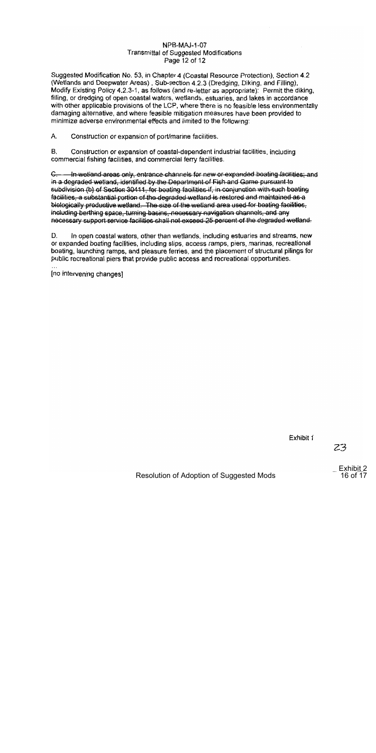NPB-MAJ-1-07
Transmittal of Suggested Modifications
Page 12 of 12

Suggested Modification No. 53, in Chapter 4 (Coastal Resource Protection), Section 4.2 (Wetlands and Deepwater Areas) , Sub-section 4.2.3 (Dredging, Diking, and Filling), Modify Existing Policy 4.2.3-1, as follows (and re-letter as appropriate): Permit the diking, filling, or dredging of open coastal waters, wetlands, estuaries, and lakes in accordance with other applicable provisions of the LCP, where there is no feasible less environmentally damaging alternative, and where feasible mitigation measures have been provided to minimize adverse environmental effects and limited to the following:

A. Construction or expansion of port/marine facilities.

B. Construction or expansion of coastal-dependent industrial facilities, including commercial fishing facilities, and commercial ferry facilities.

~~C. In wetland areas only, entrance channels for new or expanded boating facilities; and in a degraded wetland, identified by the Department of Fish and Game pursuant to subdivision (b) of Section 30411, for boating facilities if, in conjunction with such boating facilities, a substantial portion of the degraded wetland is restored and maintained as a biologically productive wetland. The size of the wetland area used for boating facilities, including berthing space, turning basins, necessary navigation channels, and any necessary support service facilities shall not exceed 25 percent of the degraded wetland.~~

D. In open coastal waters, other than wetlands, including estuaries and streams, new or expanded boating facilities, including slips, access ramps, piers, marinas, recreational boating, launching ramps, and pleasure ferries, and the placement of structural pilings for public recreational piers that provide public access and recreational opportunities.

...
[no intervening changes]

Exhibit 1

23

Resolution of Adoption of Suggested Mods

Exhibit 2
16 of 17